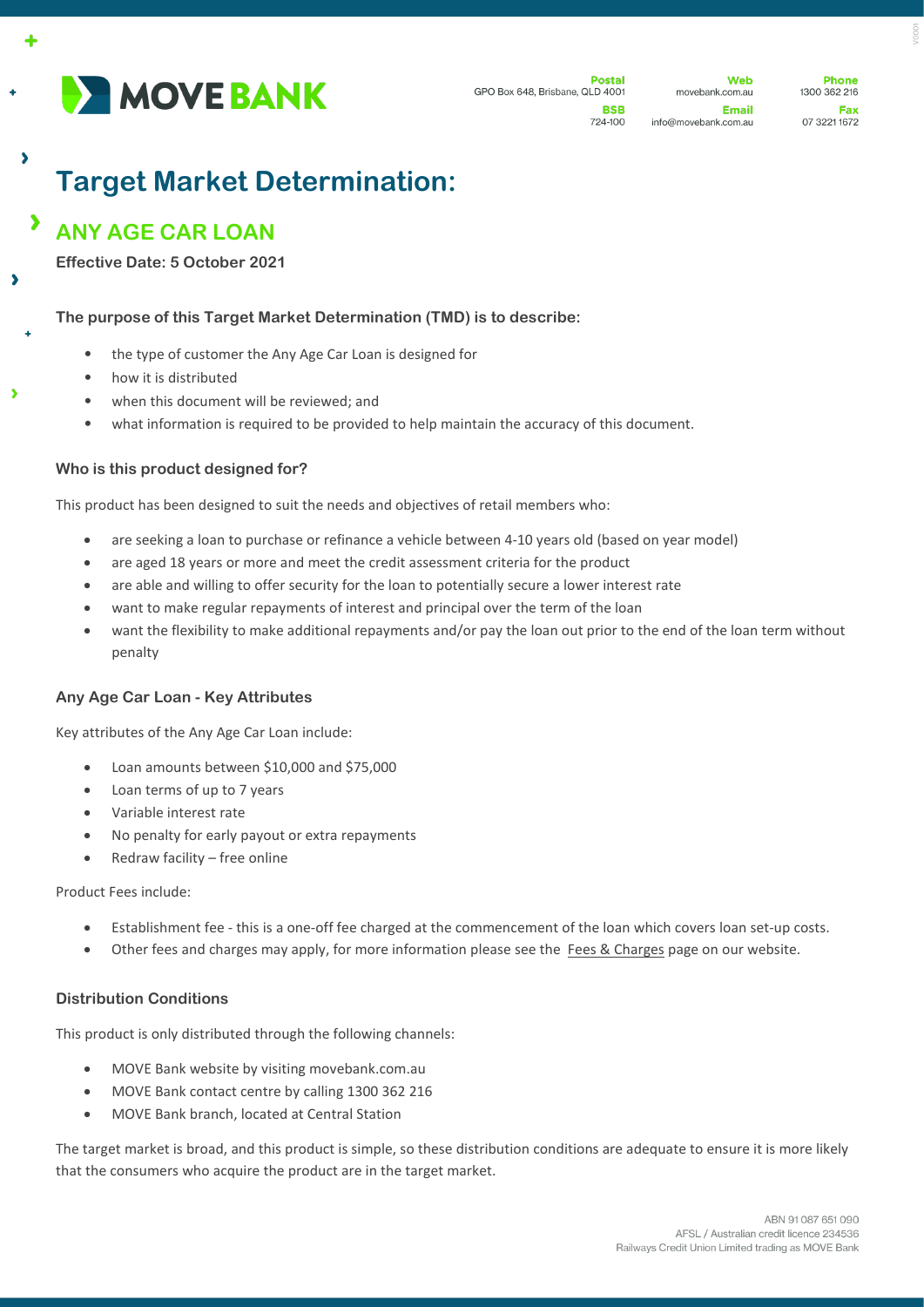**MOVE BANK**

**Postal** GPO Box 648, Brisbane, QLD 4001
**BSB** 724-100
**Web** movebank.com.au
**Email** info@movebank.com.au
**Phone** 1300 362 216
**Fax** 07 3221 1672

# Target Market Determination:

## ANY AGE CAR LOAN

**Effective Date: 5 October 2021**

### The purpose of this Target Market Determination (TMD) is to describe:

- the type of customer the Any Age Car Loan is designed for
- how it is distributed
- when this document will be reviewed; and
- what information is required to be provided to help maintain the accuracy of this document.

### Who is this product designed for?

This product has been designed to suit the needs and objectives of retail members who:

- are seeking a loan to purchase or refinance a vehicle between 4-10 years old (based on year model)
- are aged 18 years or more and meet the credit assessment criteria for the product
- are able and willing to offer security for the loan to potentially secure a lower interest rate
- want to make regular repayments of interest and principal over the term of the loan
- want the flexibility to make additional repayments and/or pay the loan out prior to the end of the loan term without penalty

### Any Age Car Loan - Key Attributes

Key attributes of the Any Age Car Loan include:

- Loan amounts between $10,000 and $75,000
- Loan terms of up to 7 years
- Variable interest rate
- No penalty for early payout or extra repayments
- Redraw facility – free online

Product Fees include:

- Establishment fee - this is a one-off fee charged at the commencement of the loan which covers loan set-up costs.
- Other fees and charges may apply, for more information please see the Fees & Charges page on our website.

### Distribution Conditions

This product is only distributed through the following channels:

- MOVE Bank website by visiting movebank.com.au
- MOVE Bank contact centre by calling 1300 362 216
- MOVE Bank branch, located at Central Station

The target market is broad, and this product is simple, so these distribution conditions are adequate to ensure it is more likely that the consumers who acquire the product are in the target market.

ABN 91 087 651 090
AFSL / Australian credit licence 234536
Railways Credit Union Limited trading as MOVE Bank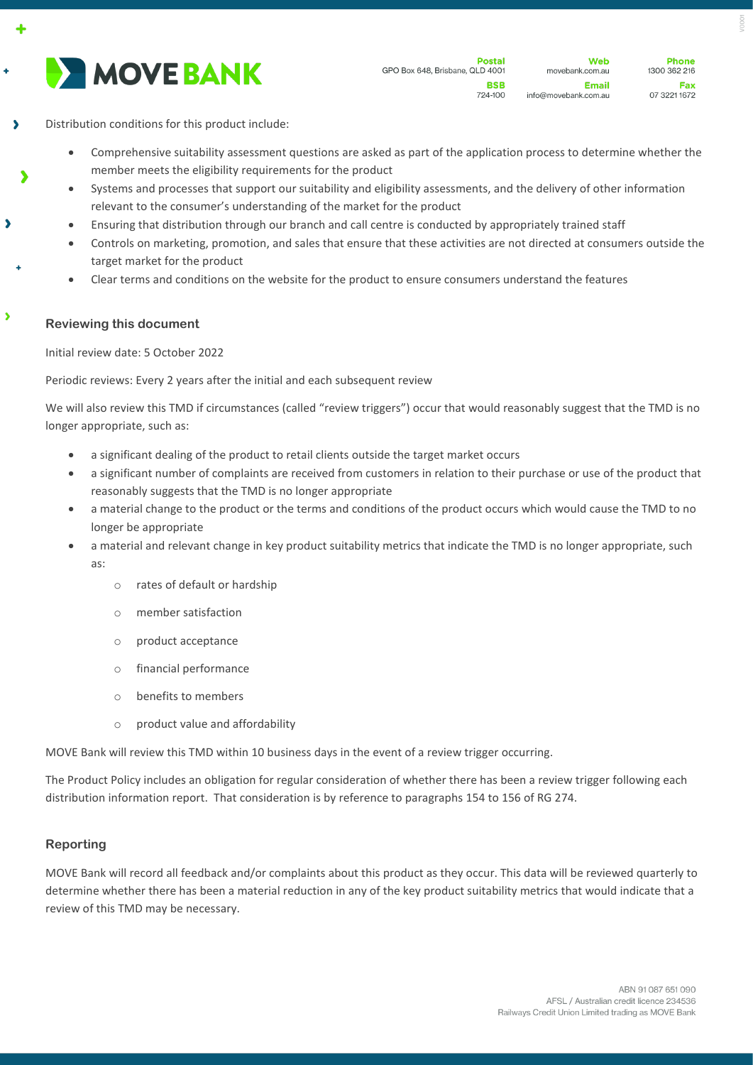Distribution conditions for this product include:

- Comprehensive suitability assessment questions are asked as part of the application process to determine whether the member meets the eligibility requirements for the product
- Systems and processes that support our suitability and eligibility assessments, and the delivery of other information relevant to the consumer's understanding of the market for the product
- Ensuring that distribution through our branch and call centre is conducted by appropriately trained staff
- Controls on marketing, promotion, and sales that ensure that these activities are not directed at consumers outside the target market for the product
- Clear terms and conditions on the website for the product to ensure consumers understand the features

## Reviewing this document

Initial review date: 5 October 2022

Periodic reviews: Every 2 years after the initial and each subsequent review

We will also review this TMD if circumstances (called "review triggers") occur that would reasonably suggest that the TMD is no longer appropriate, such as:

- a significant dealing of the product to retail clients outside the target market occurs
- a significant number of complaints are received from customers in relation to their purchase or use of the product that reasonably suggests that the TMD is no longer appropriate
- a material change to the product or the terms and conditions of the product occurs which would cause the TMD to no longer be appropriate
- a material and relevant change in key product suitability metrics that indicate the TMD is no longer appropriate, such as:
  - rates of default or hardship
  - member satisfaction
  - product acceptance
  - financial performance
  - benefits to members
  - product value and affordability

MOVE Bank will review this TMD within 10 business days in the event of a review trigger occurring.

The Product Policy includes an obligation for regular consideration of whether there has been a review trigger following each distribution information report. That consideration is by reference to paragraphs 154 to 156 of RG 274.

## Reporting

MOVE Bank will record all feedback and/or complaints about this product as they occur. This data will be reviewed quarterly to determine whether there has been a material reduction in any of the key product suitability metrics that would indicate that a review of this TMD may be necessary.